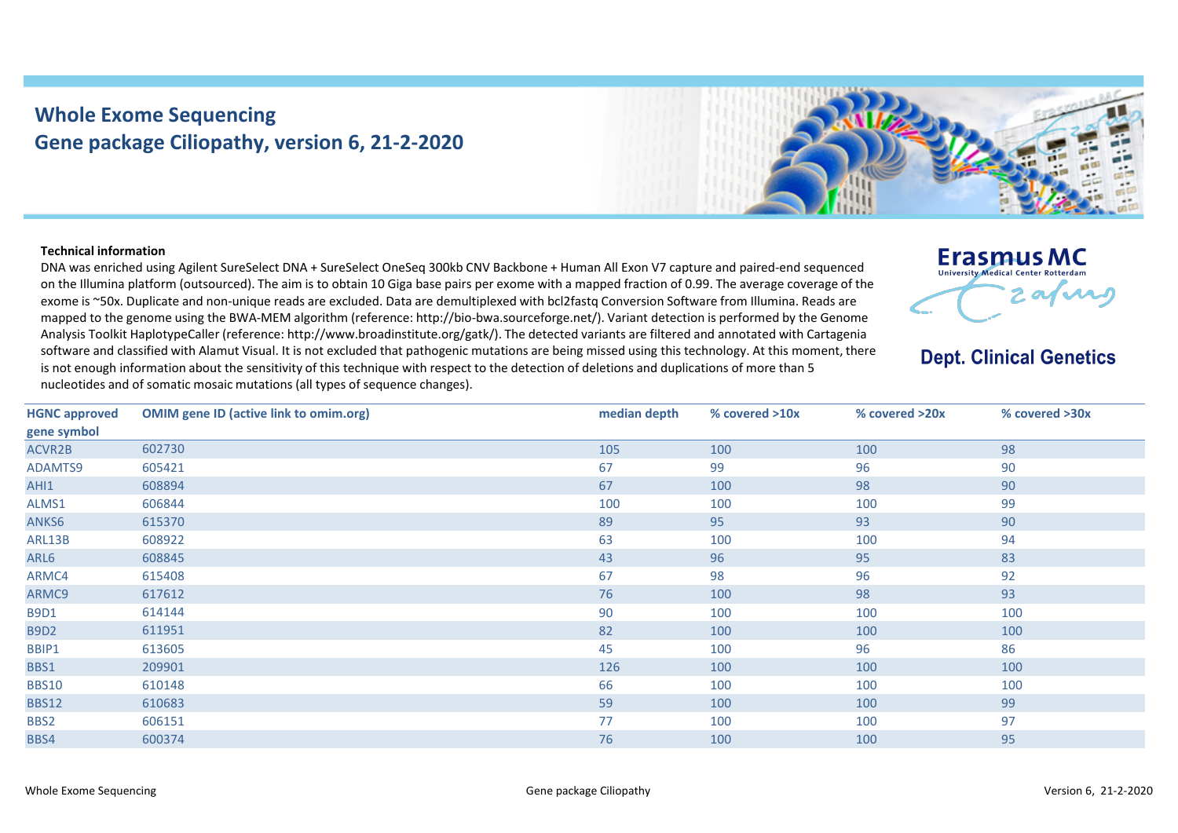# Whole Exome Sequencing
## Gene package Ciliopathy, version 6, 21-2-2020

Erasmus MC
University Medical Center Rotterdam

**Dept. Clinical Genetics**

**Technical information**

DNA was enriched using Agilent SureSelect DNA + SureSelect OneSeq 300kb CNV Backbone + Human All Exon V7 capture and paired-end sequenced on the Illumina platform (outsourced). The aim is to obtain 10 Giga base pairs per exome with a mapped fraction of 0.99. The average coverage of the exome is ~50x. Duplicate and non-unique reads are excluded. Data are demultiplexed with bcl2fastq Conversion Software from Illumina. Reads are mapped to the genome using the BWA-MEM algorithm (reference: http://bio-bwa.sourceforge.net/). Variant detection is performed by the Genome Analysis Toolkit HaplotypeCaller (reference: http://www.broadinstitute.org/gatk/). The detected variants are filtered and annotated with Cartagenia software and classified with Alamut Visual. It is not excluded that pathogenic mutations are being missed using this technology. At this moment, there is not enough information about the sensitivity of this technique with respect to the detection of deletions and duplications of more than 5 nucleotides and of somatic mosaic mutations (all types of sequence changes).

| HGNC approved gene symbol | OMIM gene ID (active link to omim.org) | median depth | % covered >10x | % covered >20x | % covered >30x |
|---|---|---|---|---|---|
| ACVR2B | 602730 | 105 | 100 | 100 | 98 |
| ADAMTS9 | 605421 | 67 | 99 | 96 | 90 |
| AHI1 | 608894 | 67 | 100 | 98 | 90 |
| ALMS1 | 606844 | 100 | 100 | 100 | 99 |
| ANKS6 | 615370 | 89 | 95 | 93 | 90 |
| ARL13B | 608922 | 63 | 100 | 100 | 94 |
| ARL6 | 608845 | 43 | 96 | 95 | 83 |
| ARMC4 | 615408 | 67 | 98 | 96 | 92 |
| ARMC9 | 617612 | 76 | 100 | 98 | 93 |
| B9D1 | 614144 | 90 | 100 | 100 | 100 |
| B9D2 | 611951 | 82 | 100 | 100 | 100 |
| BBIP1 | 613605 | 45 | 100 | 96 | 86 |
| BBS1 | 209901 | 126 | 100 | 100 | 100 |
| BBS10 | 610148 | 66 | 100 | 100 | 100 |
| BBS12 | 610683 | 59 | 100 | 100 | 99 |
| BBS2 | 606151 | 77 | 100 | 100 | 97 |
| BBS4 | 600374 | 76 | 100 | 100 | 95 |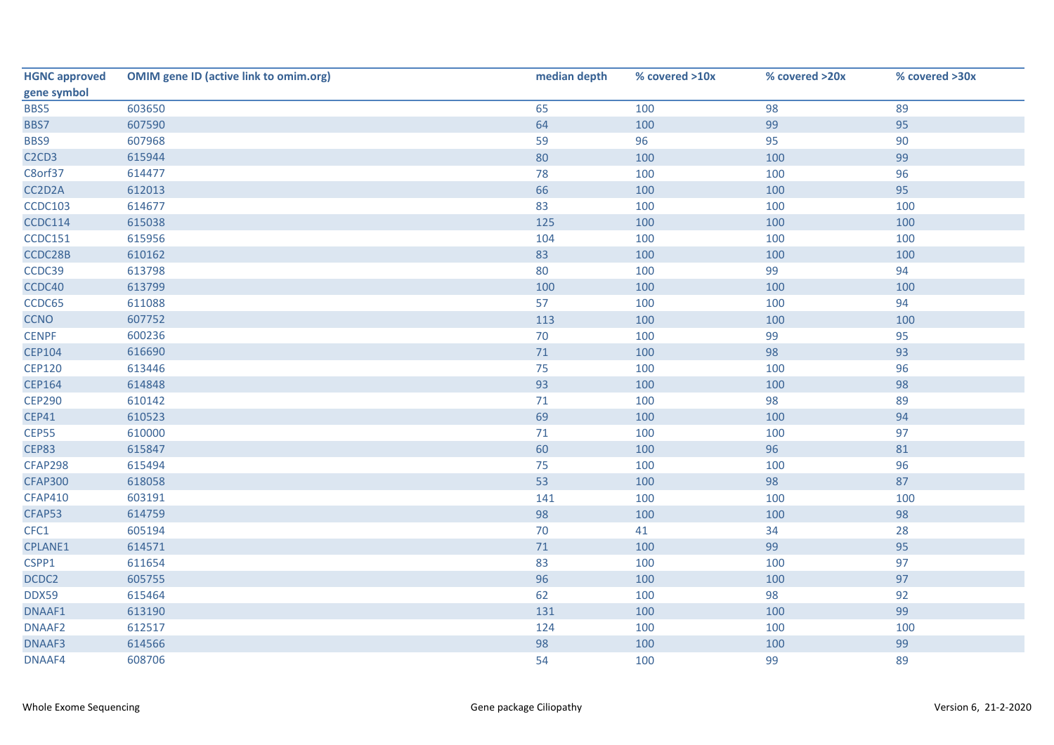| HGNC approved gene symbol | OMIM gene ID (active link to omim.org) | median depth | % covered >10x | % covered >20x | % covered >30x |
|---|---|---|---|---|---|
| BBS5 | 603650 | 65 | 100 | 98 | 89 |
| BBS7 | 607590 | 64 | 100 | 99 | 95 |
| BBS9 | 607968 | 59 | 96 | 95 | 90 |
| C2CD3 | 615944 | 80 | 100 | 100 | 99 |
| C8orf37 | 614477 | 78 | 100 | 100 | 96 |
| CC2D2A | 612013 | 66 | 100 | 100 | 95 |
| CCDC103 | 614677 | 83 | 100 | 100 | 100 |
| CCDC114 | 615038 | 125 | 100 | 100 | 100 |
| CCDC151 | 615956 | 104 | 100 | 100 | 100 |
| CCDC28B | 610162 | 83 | 100 | 100 | 100 |
| CCDC39 | 613798 | 80 | 100 | 99 | 94 |
| CCDC40 | 613799 | 100 | 100 | 100 | 100 |
| CCDC65 | 611088 | 57 | 100 | 100 | 94 |
| CCNO | 607752 | 113 | 100 | 100 | 100 |
| CENPF | 600236 | 70 | 100 | 99 | 95 |
| CEP104 | 616690 | 71 | 100 | 98 | 93 |
| CEP120 | 613446 | 75 | 100 | 100 | 96 |
| CEP164 | 614848 | 93 | 100 | 100 | 98 |
| CEP290 | 610142 | 71 | 100 | 98 | 89 |
| CEP41 | 610523 | 69 | 100 | 100 | 94 |
| CEP55 | 610000 | 71 | 100 | 100 | 97 |
| CEP83 | 615847 | 60 | 100 | 96 | 81 |
| CFAP298 | 615494 | 75 | 100 | 100 | 96 |
| CFAP300 | 618058 | 53 | 100 | 98 | 87 |
| CFAP410 | 603191 | 141 | 100 | 100 | 100 |
| CFAP53 | 614759 | 98 | 100 | 100 | 98 |
| CFC1 | 605194 | 70 | 41 | 34 | 28 |
| CPLANE1 | 614571 | 71 | 100 | 99 | 95 |
| CSPP1 | 611654 | 83 | 100 | 100 | 97 |
| DCDC2 | 605755 | 96 | 100 | 100 | 97 |
| DDX59 | 615464 | 62 | 100 | 98 | 92 |
| DNAAF1 | 613190 | 131 | 100 | 100 | 99 |
| DNAAF2 | 612517 | 124 | 100 | 100 | 100 |
| DNAAF3 | 614566 | 98 | 100 | 100 | 99 |
| DNAAF4 | 608706 | 54 | 100 | 99 | 89 |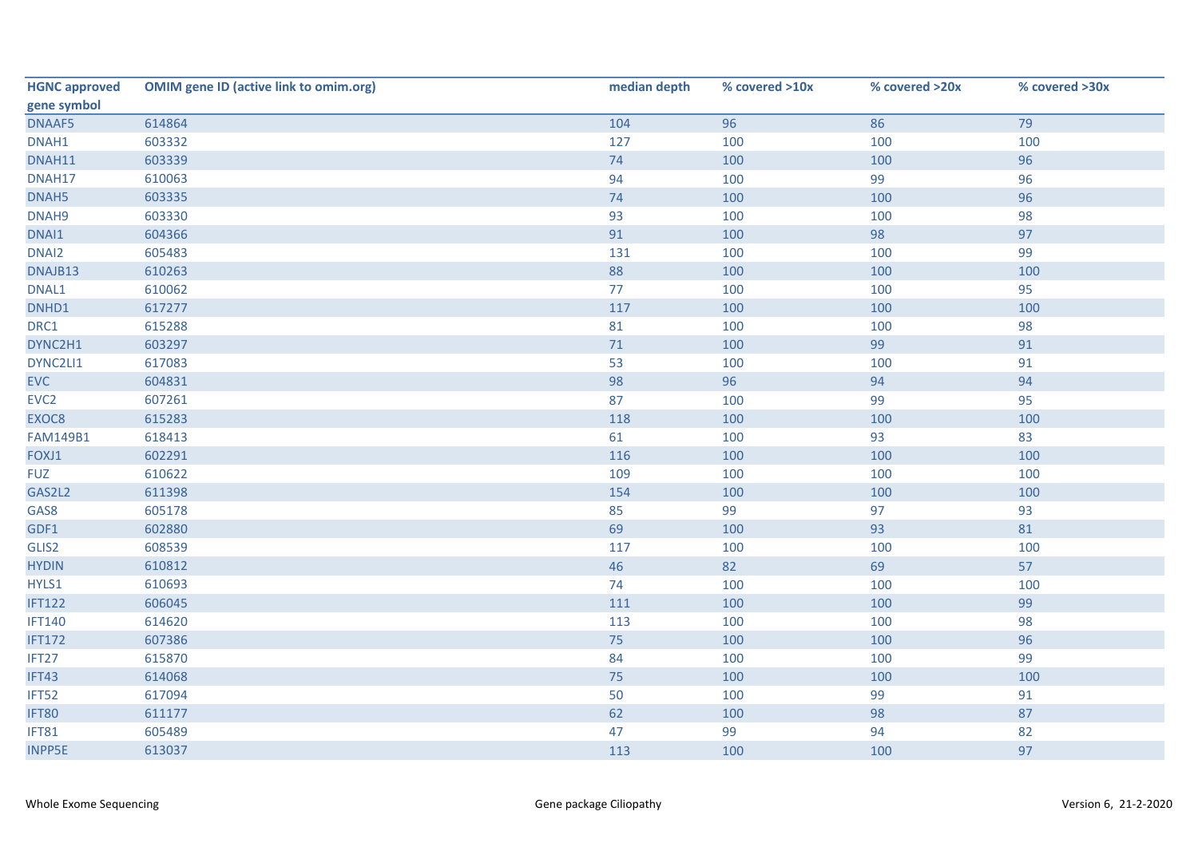| HGNC approved gene symbol | OMIM gene ID (active link to omim.org) | median depth | % covered >10x | % covered >20x | % covered >30x |
|---|---|---|---|---|---|
| DNAAF5 | 614864 | 104 | 96 | 86 | 79 |
| DNAH1 | 603332 | 127 | 100 | 100 | 100 |
| DNAH11 | 603339 | 74 | 100 | 100 | 96 |
| DNAH17 | 610063 | 94 | 100 | 99 | 96 |
| DNAH5 | 603335 | 74 | 100 | 100 | 96 |
| DNAH9 | 603330 | 93 | 100 | 100 | 98 |
| DNAI1 | 604366 | 91 | 100 | 98 | 97 |
| DNAI2 | 605483 | 131 | 100 | 100 | 99 |
| DNAJB13 | 610263 | 88 | 100 | 100 | 100 |
| DNAL1 | 610062 | 77 | 100 | 100 | 95 |
| DNHD1 | 617277 | 117 | 100 | 100 | 100 |
| DRC1 | 615288 | 81 | 100 | 100 | 98 |
| DYNC2H1 | 603297 | 71 | 100 | 99 | 91 |
| DYNC2LI1 | 617083 | 53 | 100 | 100 | 91 |
| EVC | 604831 | 98 | 96 | 94 | 94 |
| EVC2 | 607261 | 87 | 100 | 99 | 95 |
| EXOC8 | 615283 | 118 | 100 | 100 | 100 |
| FAM149B1 | 618413 | 61 | 100 | 93 | 83 |
| FOXJ1 | 602291 | 116 | 100 | 100 | 100 |
| FUZ | 610622 | 109 | 100 | 100 | 100 |
| GAS2L2 | 611398 | 154 | 100 | 100 | 100 |
| GAS8 | 605178 | 85 | 99 | 97 | 93 |
| GDF1 | 602880 | 69 | 100 | 93 | 81 |
| GLIS2 | 608539 | 117 | 100 | 100 | 100 |
| HYDIN | 610812 | 46 | 82 | 69 | 57 |
| HYLS1 | 610693 | 74 | 100 | 100 | 100 |
| IFT122 | 606045 | 111 | 100 | 100 | 99 |
| IFT140 | 614620 | 113 | 100 | 100 | 98 |
| IFT172 | 607386 | 75 | 100 | 100 | 96 |
| IFT27 | 615870 | 84 | 100 | 100 | 99 |
| IFT43 | 614068 | 75 | 100 | 100 | 100 |
| IFT52 | 617094 | 50 | 100 | 99 | 91 |
| IFT80 | 611177 | 62 | 100 | 98 | 87 |
| IFT81 | 605489 | 47 | 99 | 94 | 82 |
| INPP5E | 613037 | 113 | 100 | 100 | 97 |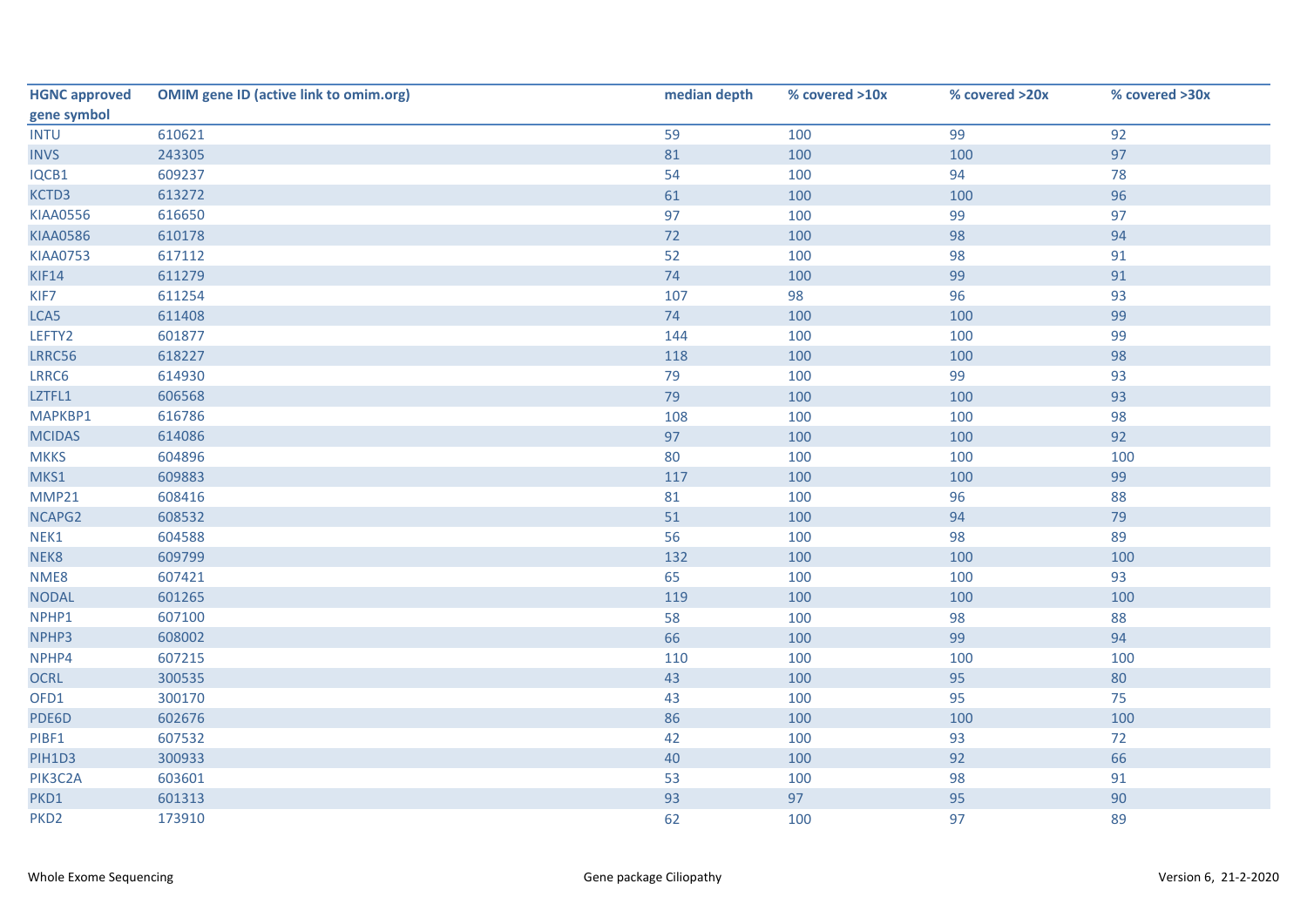| HGNC approved gene symbol | OMIM gene ID (active link to omim.org) | median depth | % covered >10x | % covered >20x | % covered >30x |
|---|---|---|---|---|---|
| INTU | 610621 | 59 | 100 | 99 | 92 |
| INVS | 243305 | 81 | 100 | 100 | 97 |
| IQCB1 | 609237 | 54 | 100 | 94 | 78 |
| KCTD3 | 613272 | 61 | 100 | 100 | 96 |
| KIAA0556 | 616650 | 97 | 100 | 99 | 97 |
| KIAA0586 | 610178 | 72 | 100 | 98 | 94 |
| KIAA0753 | 617112 | 52 | 100 | 98 | 91 |
| KIF14 | 611279 | 74 | 100 | 99 | 91 |
| KIF7 | 611254 | 107 | 98 | 96 | 93 |
| LCA5 | 611408 | 74 | 100 | 100 | 99 |
| LEFTY2 | 601877 | 144 | 100 | 100 | 99 |
| LRRC56 | 618227 | 118 | 100 | 100 | 98 |
| LRRC6 | 614930 | 79 | 100 | 99 | 93 |
| LZTFL1 | 606568 | 79 | 100 | 100 | 93 |
| MAPKBP1 | 616786 | 108 | 100 | 100 | 98 |
| MCIDAS | 614086 | 97 | 100 | 100 | 92 |
| MKKS | 604896 | 80 | 100 | 100 | 100 |
| MKS1 | 609883 | 117 | 100 | 100 | 99 |
| MMP21 | 608416 | 81 | 100 | 96 | 88 |
| NCAPG2 | 608532 | 51 | 100 | 94 | 79 |
| NEK1 | 604588 | 56 | 100 | 98 | 89 |
| NEK8 | 609799 | 132 | 100 | 100 | 100 |
| NME8 | 607421 | 65 | 100 | 100 | 93 |
| NODAL | 601265 | 119 | 100 | 100 | 100 |
| NPHP1 | 607100 | 58 | 100 | 98 | 88 |
| NPHP3 | 608002 | 66 | 100 | 99 | 94 |
| NPHP4 | 607215 | 110 | 100 | 100 | 100 |
| OCRL | 300535 | 43 | 100 | 95 | 80 |
| OFD1 | 300170 | 43 | 100 | 95 | 75 |
| PDE6D | 602676 | 86 | 100 | 100 | 100 |
| PIBF1 | 607532 | 42 | 100 | 93 | 72 |
| PIH1D3 | 300933 | 40 | 100 | 92 | 66 |
| PIK3C2A | 603601 | 53 | 100 | 98 | 91 |
| PKD1 | 601313 | 93 | 97 | 95 | 90 |
| PKD2 | 173910 | 62 | 100 | 97 | 89 |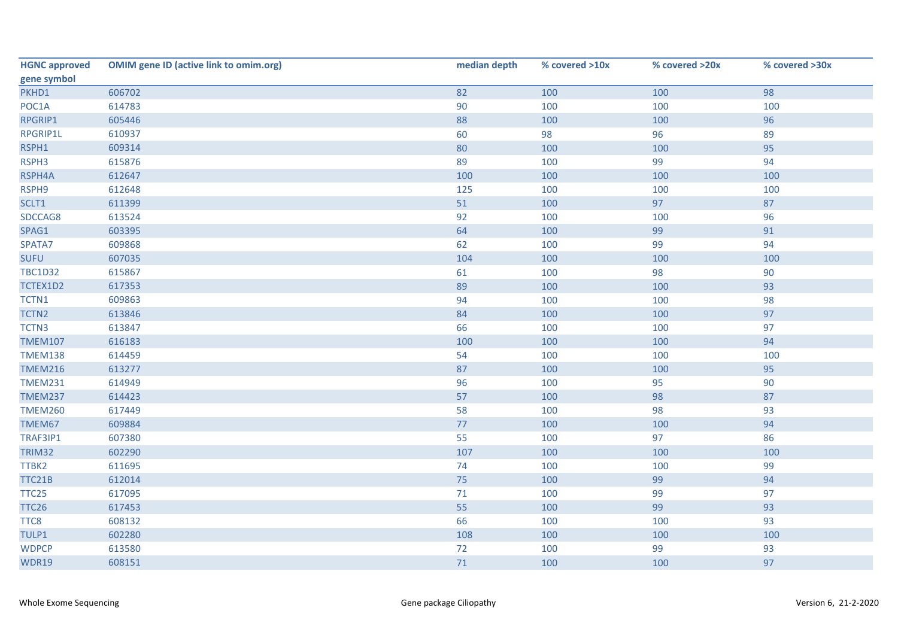| HGNC approved gene symbol | OMIM gene ID (active link to omim.org) | median depth | % covered >10x | % covered >20x | % covered >30x |
|---|---|---|---|---|---|
| PKHD1 | 606702 | 82 | 100 | 100 | 98 |
| POC1A | 614783 | 90 | 100 | 100 | 100 |
| RPGRIP1 | 605446 | 88 | 100 | 100 | 96 |
| RPGRIP1L | 610937 | 60 | 98 | 96 | 89 |
| RSPH1 | 609314 | 80 | 100 | 100 | 95 |
| RSPH3 | 615876 | 89 | 100 | 99 | 94 |
| RSPH4A | 612647 | 100 | 100 | 100 | 100 |
| RSPH9 | 612648 | 125 | 100 | 100 | 100 |
| SCLT1 | 611399 | 51 | 100 | 97 | 87 |
| SDCCAG8 | 613524 | 92 | 100 | 100 | 96 |
| SPAG1 | 603395 | 64 | 100 | 99 | 91 |
| SPATA7 | 609868 | 62 | 100 | 99 | 94 |
| SUFU | 607035 | 104 | 100 | 100 | 100 |
| TBC1D32 | 615867 | 61 | 100 | 98 | 90 |
| TCTEX1D2 | 617353 | 89 | 100 | 100 | 93 |
| TCTN1 | 609863 | 94 | 100 | 100 | 98 |
| TCTN2 | 613846 | 84 | 100 | 100 | 97 |
| TCTN3 | 613847 | 66 | 100 | 100 | 97 |
| TMEM107 | 616183 | 100 | 100 | 100 | 94 |
| TMEM138 | 614459 | 54 | 100 | 100 | 100 |
| TMEM216 | 613277 | 87 | 100 | 100 | 95 |
| TMEM231 | 614949 | 96 | 100 | 95 | 90 |
| TMEM237 | 614423 | 57 | 100 | 98 | 87 |
| TMEM260 | 617449 | 58 | 100 | 98 | 93 |
| TMEM67 | 609884 | 77 | 100 | 100 | 94 |
| TRAF3IP1 | 607380 | 55 | 100 | 97 | 86 |
| TRIM32 | 602290 | 107 | 100 | 100 | 100 |
| TTBK2 | 611695 | 74 | 100 | 100 | 99 |
| TTC21B | 612014 | 75 | 100 | 99 | 94 |
| TTC25 | 617095 | 71 | 100 | 99 | 97 |
| TTC26 | 617453 | 55 | 100 | 99 | 93 |
| TTC8 | 608132 | 66 | 100 | 100 | 93 |
| TULP1 | 602280 | 108 | 100 | 100 | 100 |
| WDPCP | 613580 | 72 | 100 | 99 | 93 |
| WDR19 | 608151 | 71 | 100 | 100 | 97 |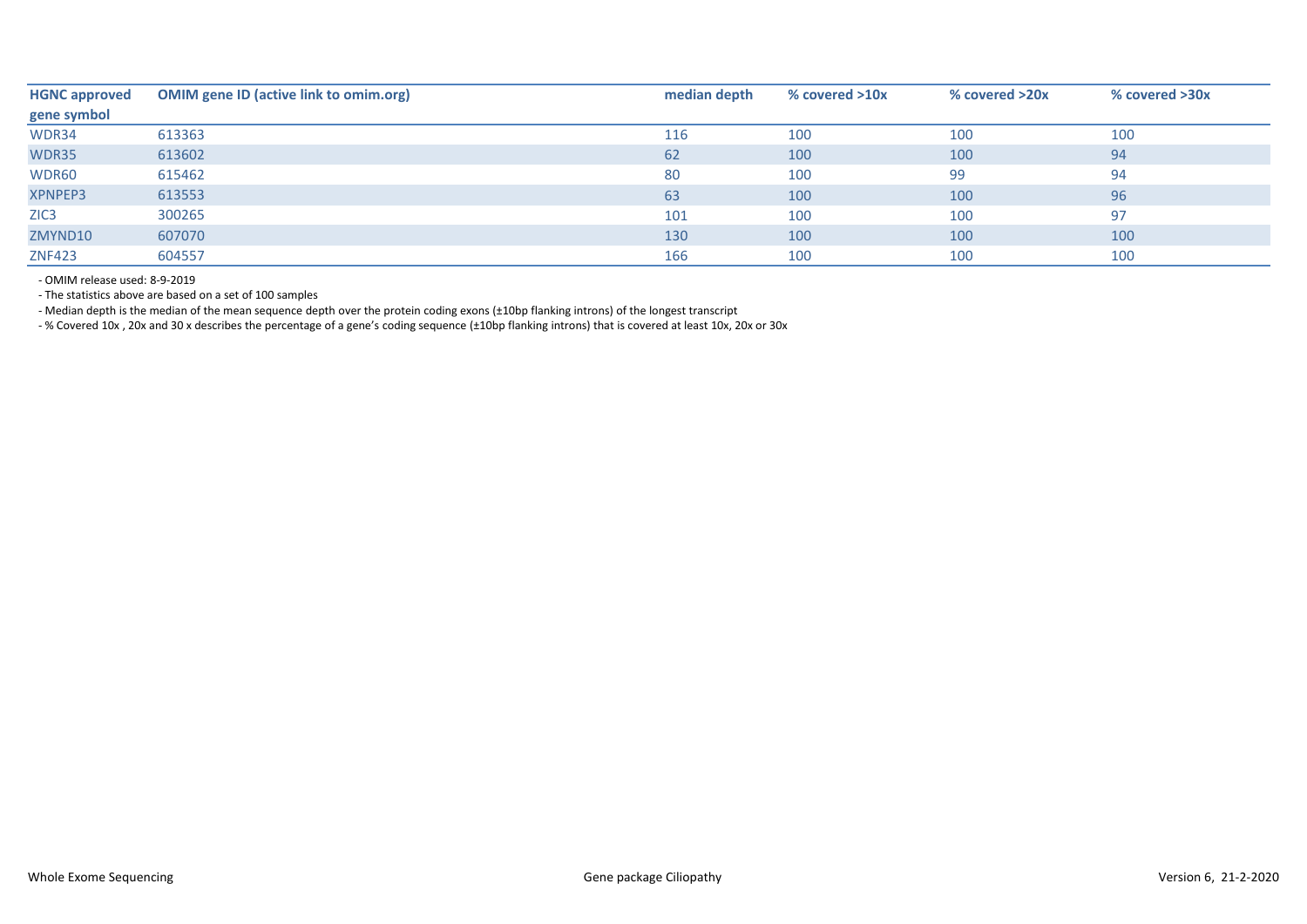| HGNC approved gene symbol | OMIM gene ID (active link to omim.org) | median depth | % covered >10x | % covered >20x | % covered >30x |
|---|---|---|---|---|---|
| WDR34 | 613363 | 116 | 100 | 100 | 100 |
| WDR35 | 613602 | 62 | 100 | 100 | 94 |
| WDR60 | 615462 | 80 | 100 | 99 | 94 |
| XPNPEP3 | 613553 | 63 | 100 | 100 | 96 |
| ZIC3 | 300265 | 101 | 100 | 100 | 97 |
| ZMYND10 | 607070 | 130 | 100 | 100 | 100 |
| ZNF423 | 604557 | 166 | 100 | 100 | 100 |

- OMIM release used: 8-9-2019
- The statistics above are based on a set of 100 samples
- Median depth is the median of the mean sequence depth over the protein coding exons (±10bp flanking introns) of the longest transcript
- % Covered 10x , 20x and 30 x describes the percentage of a gene's coding sequence (±10bp flanking introns) that is covered at least 10x, 20x or 30x